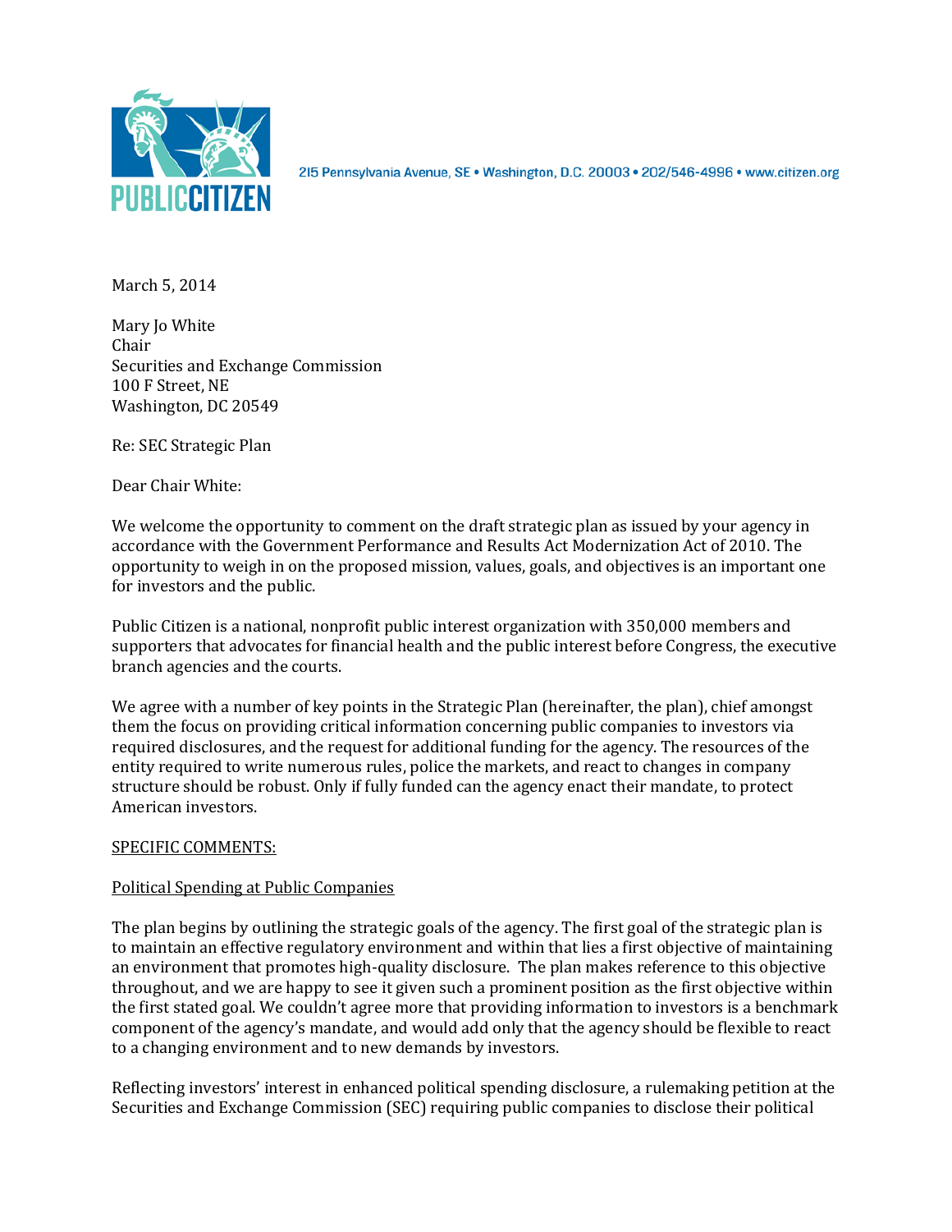PUBLIC CITIZEN

215 Pennsylvania Avenue, SE • Washington, D.C. 20003 • 202/546-4996 • www.citizen.org

March 5, 2014

Mary Jo White
Chair
Securities and Exchange Commission
100 F Street, NE
Washington, DC 20549

Re: SEC Strategic Plan

Dear Chair White:

We welcome the opportunity to comment on the draft strategic plan as issued by your agency in accordance with the Government Performance and Results Act Modernization Act of 2010. The opportunity to weigh in on the proposed mission, values, goals, and objectives is an important one for investors and the public.

Public Citizen is a national, nonprofit public interest organization with 350,000 members and supporters that advocates for financial health and the public interest before Congress, the executive branch agencies and the courts.

We agree with a number of key points in the Strategic Plan (hereinafter, the plan), chief amongst them the focus on providing critical information concerning public companies to investors via required disclosures, and the request for additional funding for the agency. The resources of the entity required to write numerous rules, police the markets, and react to changes in company structure should be robust. Only if fully funded can the agency enact their mandate, to protect American investors.

SPECIFIC COMMENTS:

Political Spending at Public Companies

The plan begins by outlining the strategic goals of the agency. The first goal of the strategic plan is to maintain an effective regulatory environment and within that lies a first objective of maintaining an environment that promotes high-quality disclosure. The plan makes reference to this objective throughout, and we are happy to see it given such a prominent position as the first objective within the first stated goal. We couldn't agree more that providing information to investors is a benchmark component of the agency's mandate, and would add only that the agency should be flexible to react to a changing environment and to new demands by investors.

Reflecting investors' interest in enhanced political spending disclosure, a rulemaking petition at the Securities and Exchange Commission (SEC) requiring public companies to disclose their political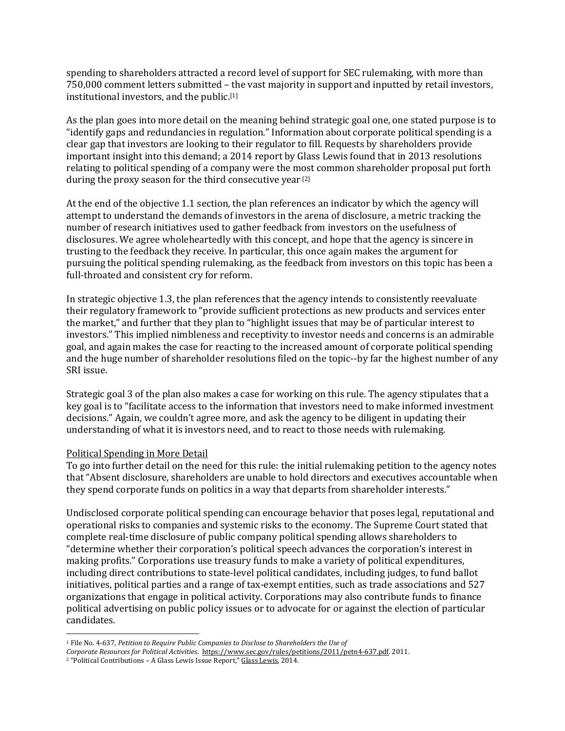spending to shareholders attracted a record level of support for SEC rulemaking, with more than 750,000 comment letters submitted – the vast majority in support and inputted by retail investors, institutional investors, and the public.[1]

As the plan goes into more detail on the meaning behind strategic goal one, one stated purpose is to "identify gaps and redundancies in regulation." Information about corporate political spending is a clear gap that investors are looking to their regulator to fill. Requests by shareholders provide important insight into this demand; a 2014 report by Glass Lewis found that in 2013 resolutions relating to political spending of a company were the most common shareholder proposal put forth during the proxy season for the third consecutive year.[2]

At the end of the objective 1.1 section, the plan references an indicator by which the agency will attempt to understand the demands of investors in the arena of disclosure, a metric tracking the number of research initiatives used to gather feedback from investors on the usefulness of disclosures. We agree wholeheartedly with this concept, and hope that the agency is sincere in trusting to the feedback they receive. In particular, this once again makes the argument for pursuing the political spending rulemaking, as the feedback from investors on this topic has been a full-throated and consistent cry for reform.

In strategic objective 1.3, the plan references that the agency intends to consistently reevaluate their regulatory framework to "provide sufficient protections as new products and services enter the market," and further that they plan to "highlight issues that may be of particular interest to investors." This implied nimbleness and receptivity to investor needs and concerns is an admirable goal, and again makes the case for reacting to the increased amount of corporate political spending and the huge number of shareholder resolutions filed on the topic--by far the highest number of any SRI issue.

Strategic goal 3 of the plan also makes a case for working on this rule. The agency stipulates that a key goal is to "facilitate access to the information that investors need to make informed investment decisions." Again, we couldn't agree more, and ask the agency to be diligent in updating their understanding of what it is investors need, and to react to those needs with rulemaking.

<u>Political Spending in More Detail</u>

To go into further detail on the need for this rule: the initial rulemaking petition to the agency notes that "Absent disclosure, shareholders are unable to hold directors and executives accountable when they spend corporate funds on politics in a way that departs from shareholder interests."

Undisclosed corporate political spending can encourage behavior that poses legal, reputational and operational risks to companies and systemic risks to the economy. The Supreme Court stated that complete real-time disclosure of public company political spending allows shareholders to "determine whether their corporation's political speech advances the corporation's interest in making profits." Corporations use treasury funds to make a variety of political expenditures, including direct contributions to state-level political candidates, including judges, to fund ballot initiatives, political parties and a range of tax-exempt entities, such as trade associations and 527 organizations that engage in political activity. Corporations may also contribute funds to finance political advertising on public policy issues or to advocate for or against the election of particular candidates.

---

[1] File No. 4-637, *Petition to Require Public Companies to Disclose to Shareholders the Use of Corporate Resources for Political Activities*. https://www.sec.gov/rules/petitions/2011/petn4-637.pdf. 2011.

[2] "Political Contributions – A Glass Lewis Issue Report," Glass Lewis, 2014.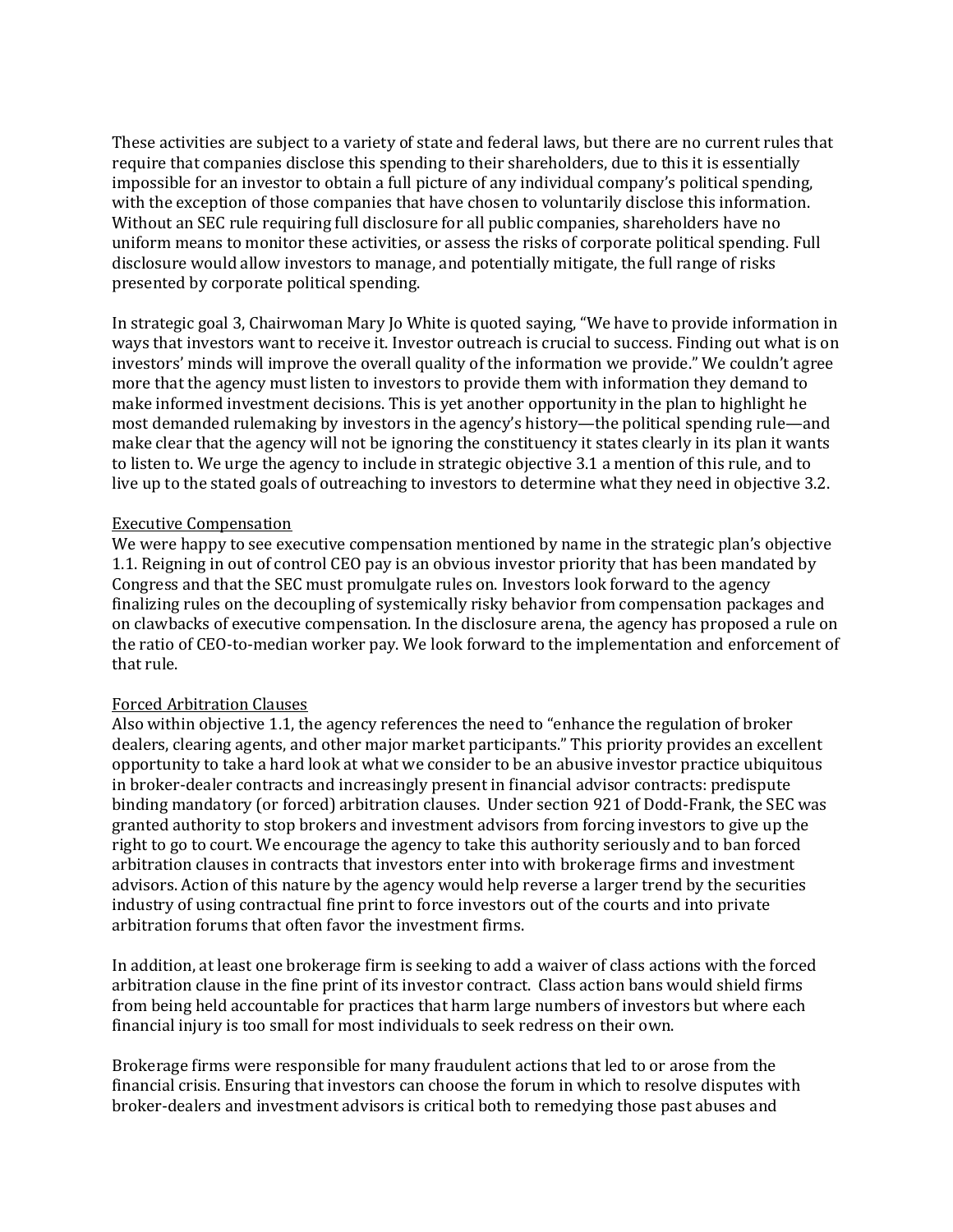These activities are subject to a variety of state and federal laws, but there are no current rules that require that companies disclose this spending to their shareholders, due to this it is essentially impossible for an investor to obtain a full picture of any individual company's political spending, with the exception of those companies that have chosen to voluntarily disclose this information. Without an SEC rule requiring full disclosure for all public companies, shareholders have no uniform means to monitor these activities, or assess the risks of corporate political spending. Full disclosure would allow investors to manage, and potentially mitigate, the full range of risks presented by corporate political spending.

In strategic goal 3, Chairwoman Mary Jo White is quoted saying, "We have to provide information in ways that investors want to receive it. Investor outreach is crucial to success. Finding out what is on investors' minds will improve the overall quality of the information we provide." We couldn't agree more that the agency must listen to investors to provide them with information they demand to make informed investment decisions. This is yet another opportunity in the plan to highlight he most demanded rulemaking by investors in the agency's history—the political spending rule—and make clear that the agency will not be ignoring the constituency it states clearly in its plan it wants to listen to. We urge the agency to include in strategic objective 3.1 a mention of this rule, and to live up to the stated goals of outreaching to investors to determine what they need in objective 3.2.

<u>Executive Compensation</u>
We were happy to see executive compensation mentioned by name in the strategic plan's objective 1.1. Reigning in out of control CEO pay is an obvious investor priority that has been mandated by Congress and that the SEC must promulgate rules on. Investors look forward to the agency finalizing rules on the decoupling of systemically risky behavior from compensation packages and on clawbacks of executive compensation. In the disclosure arena, the agency has proposed a rule on the ratio of CEO-to-median worker pay. We look forward to the implementation and enforcement of that rule.

<u>Forced Arbitration Clauses</u>
Also within objective 1.1, the agency references the need to "enhance the regulation of broker dealers, clearing agents, and other major market participants." This priority provides an excellent opportunity to take a hard look at what we consider to be an abusive investor practice ubiquitous in broker-dealer contracts and increasingly present in financial advisor contracts: predispute binding mandatory (or forced) arbitration clauses. Under section 921 of Dodd-Frank, the SEC was granted authority to stop brokers and investment advisors from forcing investors to give up the right to go to court. We encourage the agency to take this authority seriously and to ban forced arbitration clauses in contracts that investors enter into with brokerage firms and investment advisors. Action of this nature by the agency would help reverse a larger trend by the securities industry of using contractual fine print to force investors out of the courts and into private arbitration forums that often favor the investment firms.

In addition, at least one brokerage firm is seeking to add a waiver of class actions with the forced arbitration clause in the fine print of its investor contract. Class action bans would shield firms from being held accountable for practices that harm large numbers of investors but where each financial injury is too small for most individuals to seek redress on their own.

Brokerage firms were responsible for many fraudulent actions that led to or arose from the financial crisis. Ensuring that investors can choose the forum in which to resolve disputes with broker-dealers and investment advisors is critical both to remedying those past abuses and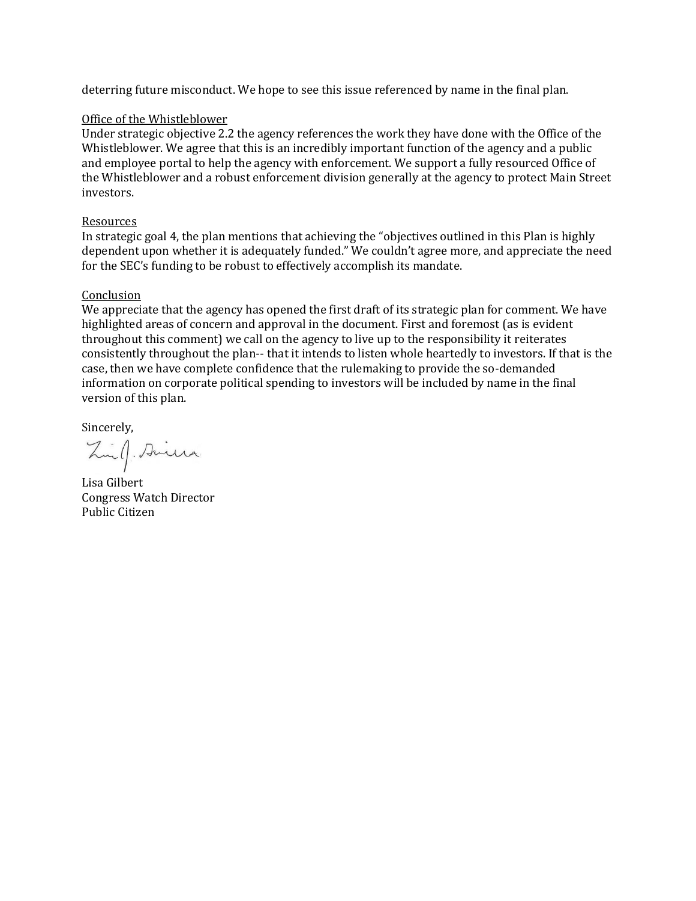deterring future misconduct. We hope to see this issue referenced by name in the final plan.

<u>Office of the Whistleblower</u>
Under strategic objective 2.2 the agency references the work they have done with the Office of the Whistleblower. We agree that this is an incredibly important function of the agency and a public and employee portal to help the agency with enforcement. We support a fully resourced Office of the Whistleblower and a robust enforcement division generally at the agency to protect Main Street investors.

<u>Resources</u>
In strategic goal 4, the plan mentions that achieving the "objectives outlined in this Plan is highly dependent upon whether it is adequately funded." We couldn't agree more, and appreciate the need for the SEC's funding to be robust to effectively accomplish its mandate.

<u>Conclusion</u>
We appreciate that the agency has opened the first draft of its strategic plan for comment. We have highlighted areas of concern and approval in the document. First and foremost (as is evident throughout this comment) we call on the agency to live up to the responsibility it reiterates consistently throughout the plan-- that it intends to listen whole heartedly to investors. If that is the case, then we have complete confidence that the rulemaking to provide the so-demanded information on corporate political spending to investors will be included by name in the final version of this plan.

Sincerely,

Lisa Gilbert
Congress Watch Director
Public Citizen